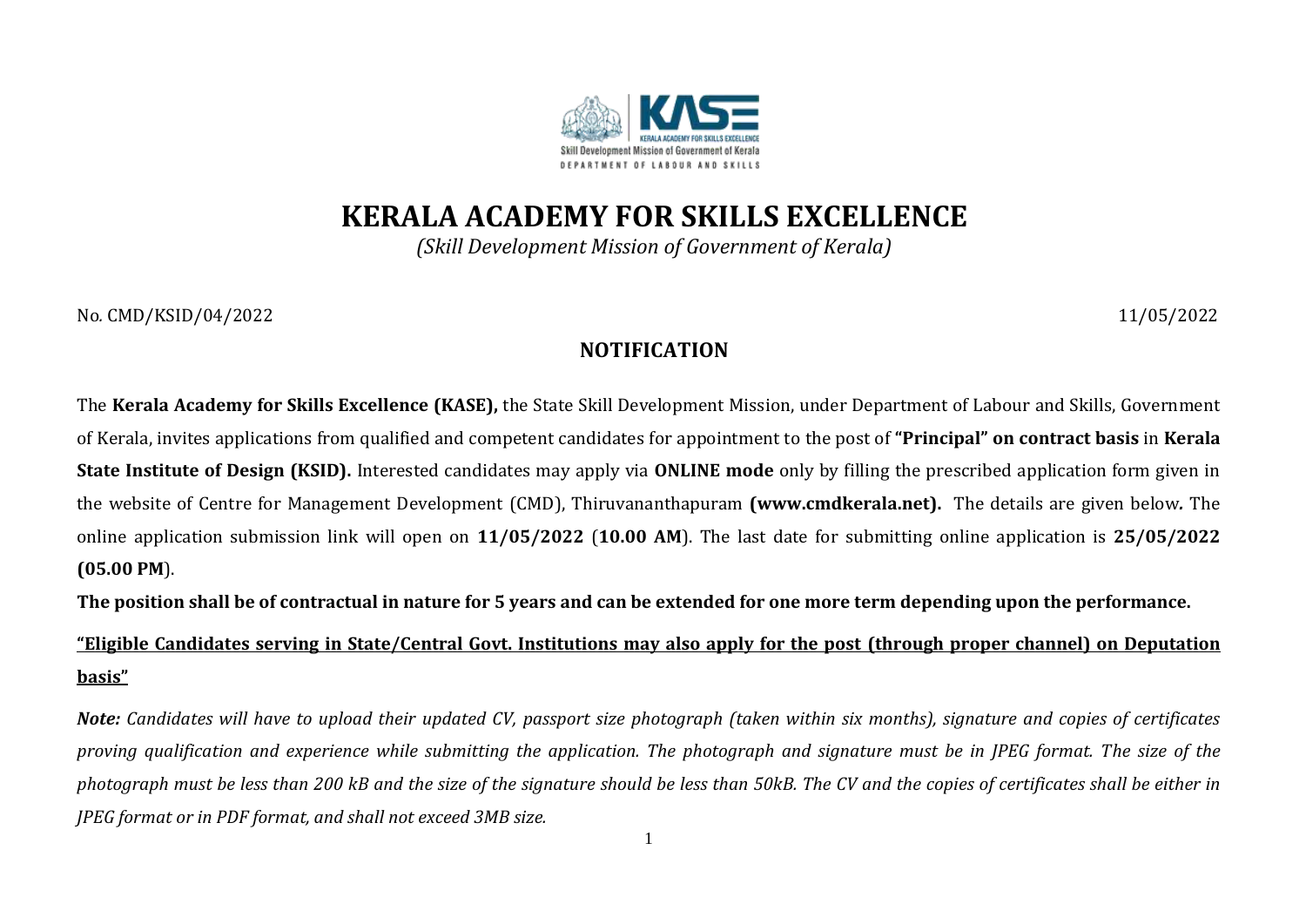# KERALA ACADEMY FOR SKILLS EXCELLENCE

*(Skill Development Mission of Government of Kerala)*

No. CMD/KSID/04/2022 11/05/2022

## NOTIFICATION

The **Kerala Academy for Skills Excellence (KASE),** the State Skill Development Mission, under Department of Labour and Skills, Government of Kerala, invites applications from qualified and competent candidates for appointment to the post of **"Principal" on contract basis** in **Kerala State Institute of Design (KSID).** Interested candidates may apply via **ONLINE mode** only by filling the prescribed application form given in the website of Centre for Management Development (CMD), Thiruvananthapuram **(www.cmdkerala.net).** The details are given below**.** The online application submission link will open on **11/05/2022** (**10.00 AM**). The last date for submitting online application is **25/05/2022 (05.00 PM**).

**The position shall be of contractual in nature for 5 years and can be extended for one more term depending upon the performance.**

**"Eligible Candidates serving in State/Central Govt. Institutions may also apply for the post (through proper channel) on Deputation basis"**

***Note:** Candidates will have to upload their updated CV, passport size photograph (taken within six months), signature and copies of certificates proving qualification and experience while submitting the application. The photograph and signature must be in JPEG format. The size of the photograph must be less than 200 kB and the size of the signature should be less than 50kB. The CV and the copies of certificates shall be either in JPEG format or in PDF format, and shall not exceed 3MB size.*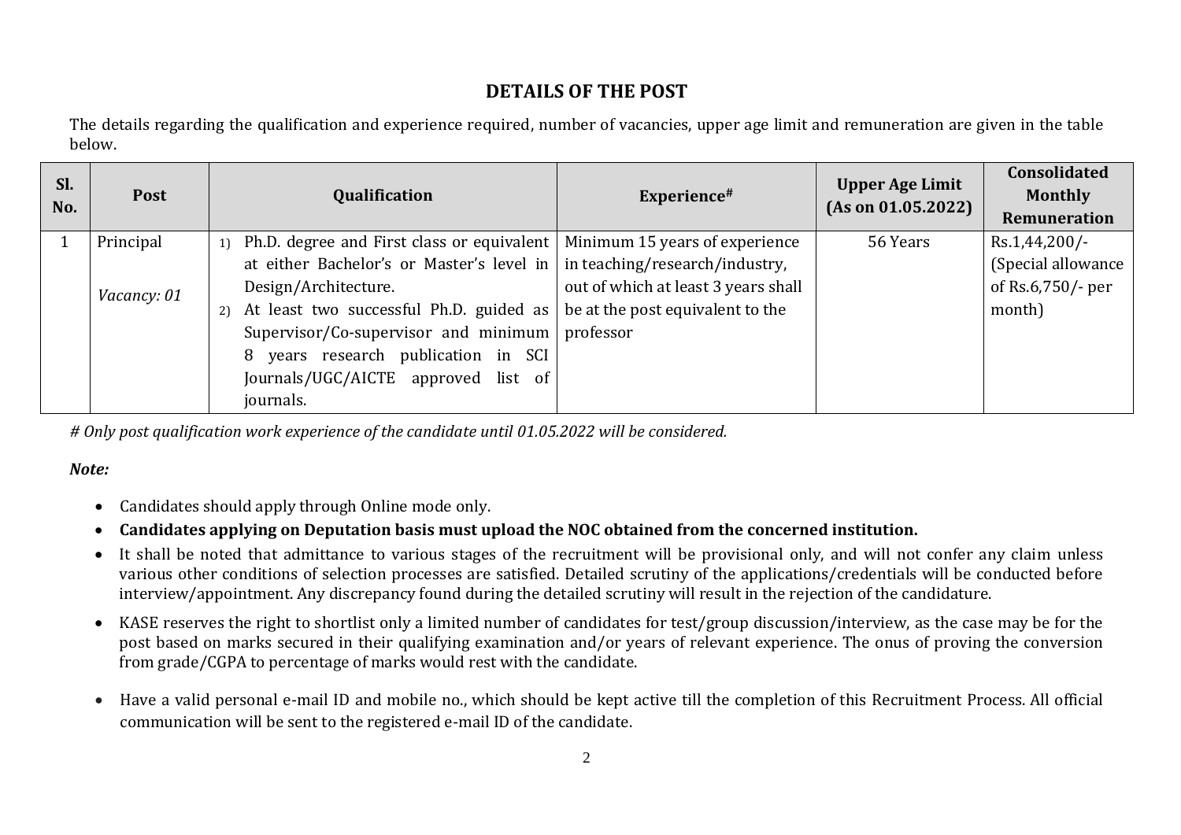## DETAILS OF THE POST

The details regarding the qualification and experience required, number of vacancies, upper age limit and remuneration are given in the table below.

| Sl. No. | Post | Qualification | Experience# | Upper Age Limit (As on 01.05.2022) | Consolidated Monthly Remuneration |
|---|---|---|---|---|---|
| 1 | Principal<br><br>*Vacancy: 01* | 1) Ph.D. degree and First class or equivalent at either Bachelor's or Master's level in Design/Architecture.<br>2) At least two successful Ph.D. guided as Supervisor/Co-supervisor and minimum 8 years research publication in SCI Journals/UGC/AICTE approved list of journals. | Minimum 15 years of experience in teaching/research/industry, out of which at least 3 years shall be at the post equivalent to the professor | 56 Years | Rs.1,44,200/- (Special allowance of Rs.6,750/- per month) |

*# Only post qualification work experience of the candidate until 01.05.2022 will be considered.*

***Note:***

- Candidates should apply through Online mode only.
- **Candidates applying on Deputation basis must upload the NOC obtained from the concerned institution.**
- It shall be noted that admittance to various stages of the recruitment will be provisional only, and will not confer any claim unless various other conditions of selection processes are satisfied. Detailed scrutiny of the applications/credentials will be conducted before interview/appointment. Any discrepancy found during the detailed scrutiny will result in the rejection of the candidature.
- KASE reserves the right to shortlist only a limited number of candidates for test/group discussion/interview, as the case may be for the post based on marks secured in their qualifying examination and/or years of relevant experience. The onus of proving the conversion from grade/CGPA to percentage of marks would rest with the candidate.
- Have a valid personal e-mail ID and mobile no., which should be kept active till the completion of this Recruitment Process. All official communication will be sent to the registered e-mail ID of the candidate.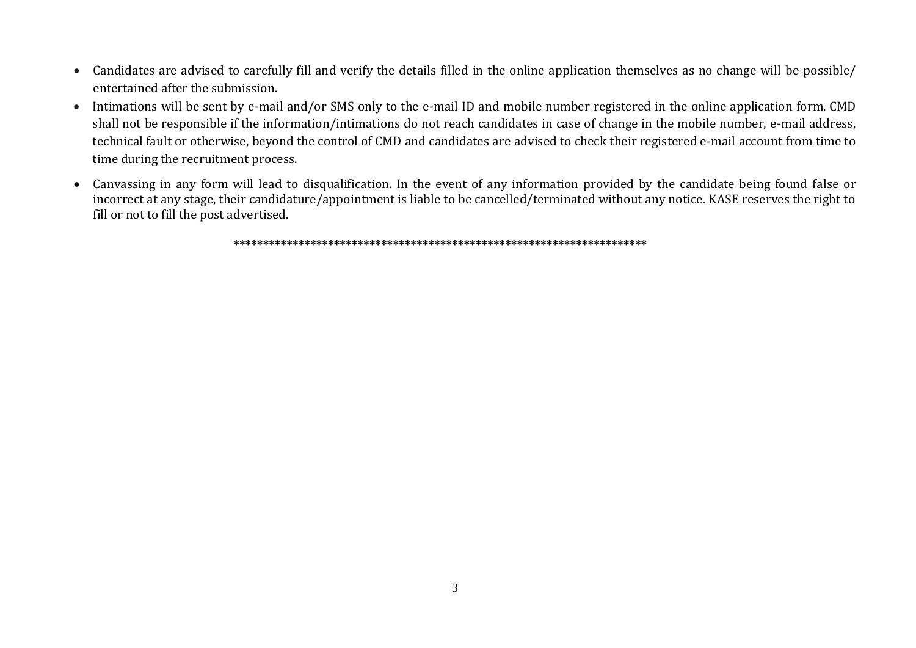- Candidates are advised to carefully fill and verify the details filled in the online application themselves as no change will be possible/ entertained after the submission.
- Intimations will be sent by e-mail and/or SMS only to the e-mail ID and mobile number registered in the online application form. CMD shall not be responsible if the information/intimations do not reach candidates in case of change in the mobile number, e-mail address, technical fault or otherwise, beyond the control of CMD and candidates are advised to check their registered e-mail account from time to time during the recruitment process.
- Canvassing in any form will lead to disqualification. In the event of any information provided by the candidate being found false or incorrect at any stage, their candidature/appointment is liable to be cancelled/terminated without any notice. KASE reserves the right to fill or not to fill the post advertised.

***********************************************************************